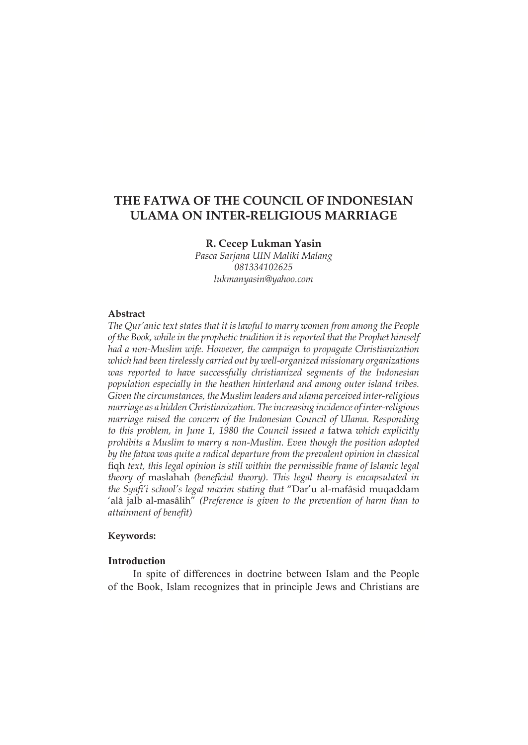# THE FATWA OF THE COUNCIL OF INDONESIAN ULAMA ON INTER-RELIGIOUS MARRIAGE

**R. Cecep Lukman Yasin**

*Pasca Sarjana UIN Maliki Malang*
*081334102625*
*lukmanyasin@yahoo.com*

**Abstract**

*The Qur'anic text states that it is lawful to marry women from among the People of the Book, while in the prophetic tradition it is reported that the Prophet himself had a non-Muslim wife. However, the campaign to propagate Christianization which had been tirelessly carried out by well-organized missionary organizations was reported to have successfully christianized segments of the Indonesian population especially in the heathen hinterland and among outer island tribes. Given the circumstances, the Muslim leaders and ulama perceived inter-religious marriage as a hidden Christianization. The increasing incidence of inter-religious marriage raised the concern of the Indonesian Council of Ulama. Responding to this problem, in June 1, 1980 the Council issued a* fatwa *which explicitly prohibits a Muslim to marry a non-Muslim. Even though the position adopted by the fatwa was quite a radical departure from the prevalent opinion in classical* fiqh *text, this legal opinion is still within the permissible frame of Islamic legal theory of* maslahah *(beneficial theory). This legal theory is encapsulated in the Syafi'i school's legal maxim stating that* "Dar'u al-mafâsid muqaddam 'alâ jalb al-masâlih" *(Preference is given to the prevention of harm than to attainment of benefit)*

**Keywords:**

## Introduction

In spite of differences in doctrine between Islam and the People of the Book, Islam recognizes that in principle Jews and Christians are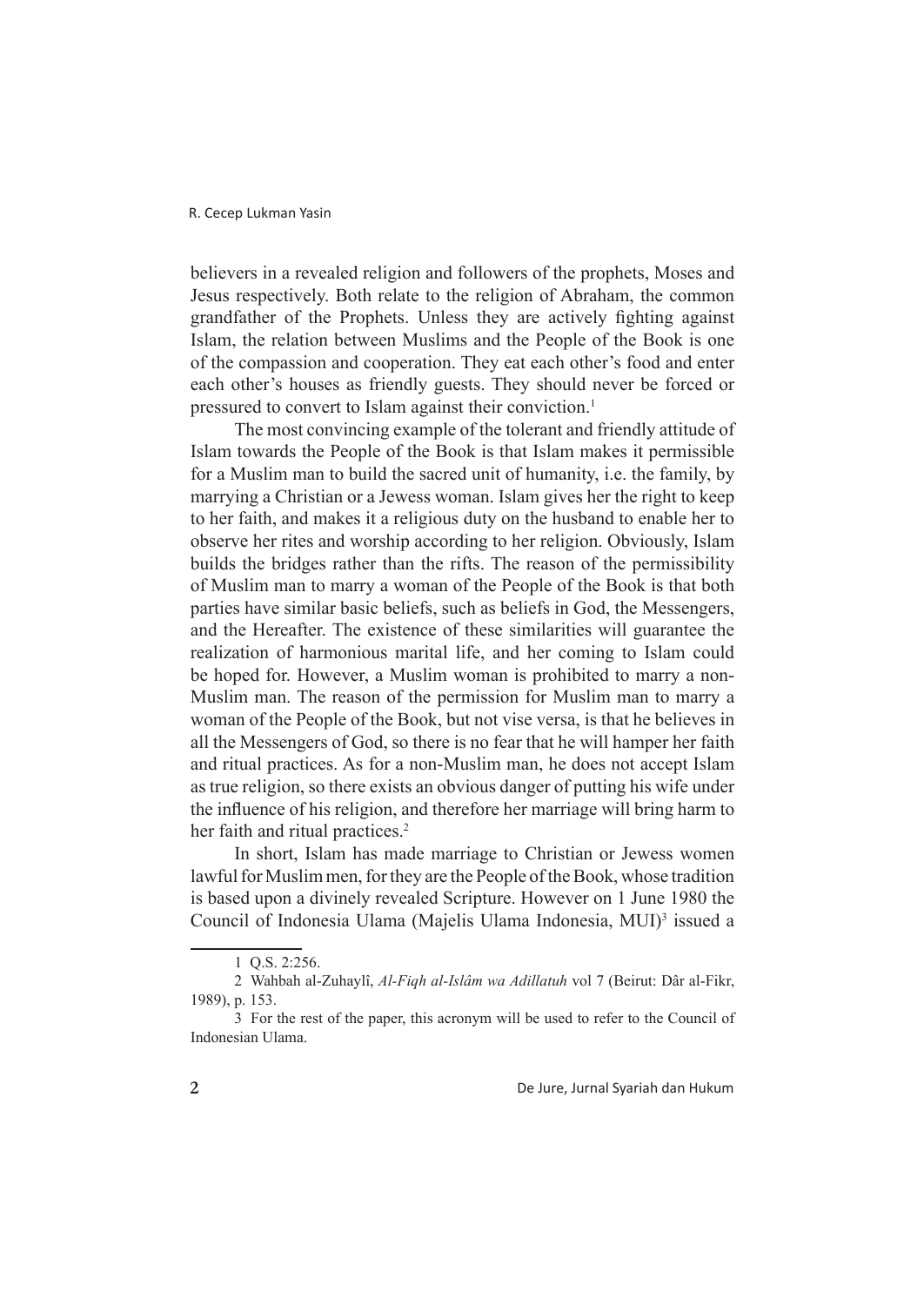believers in a revealed religion and followers of the prophets, Moses and Jesus respectively. Both relate to the religion of Abraham, the common grandfather of the Prophets. Unless they are actively fighting against Islam, the relation between Muslims and the People of the Book is one of the compassion and cooperation. They eat each other's food and enter each other's houses as friendly guests. They should never be forced or pressured to convert to Islam against their conviction.[1]

The most convincing example of the tolerant and friendly attitude of Islam towards the People of the Book is that Islam makes it permissible for a Muslim man to build the sacred unit of humanity, i.e. the family, by marrying a Christian or a Jewess woman. Islam gives her the right to keep to her faith, and makes it a religious duty on the husband to enable her to observe her rites and worship according to her religion. Obviously, Islam builds the bridges rather than the rifts. The reason of the permissibility of Muslim man to marry a woman of the People of the Book is that both parties have similar basic beliefs, such as beliefs in God, the Messengers, and the Hereafter. The existence of these similarities will guarantee the realization of harmonious marital life, and her coming to Islam could be hoped for. However, a Muslim woman is prohibited to marry a non-Muslim man. The reason of the permission for Muslim man to marry a woman of the People of the Book, but not vise versa, is that he believes in all the Messengers of God, so there is no fear that he will hamper her faith and ritual practices. As for a non-Muslim man, he does not accept Islam as true religion, so there exists an obvious danger of putting his wife under the influence of his religion, and therefore her marriage will bring harm to her faith and ritual practices.[2]

In short, Islam has made marriage to Christian or Jewess women lawful for Muslim men, for they are the People of the Book, whose tradition is based upon a divinely revealed Scripture. However on 1 June 1980 the Council of Indonesia Ulama (Majelis Ulama Indonesia, MUI)[3] issued a

---

1 Q.S. 2:256.

2 Wahbah al-Zuhaylî, *Al-Fiqh al-Islâm wa Adillatuh* vol 7 (Beirut: Dâr al-Fikr, 1989), p. 153.

3 For the rest of the paper, this acronym will be used to refer to the Council of Indonesian Ulama.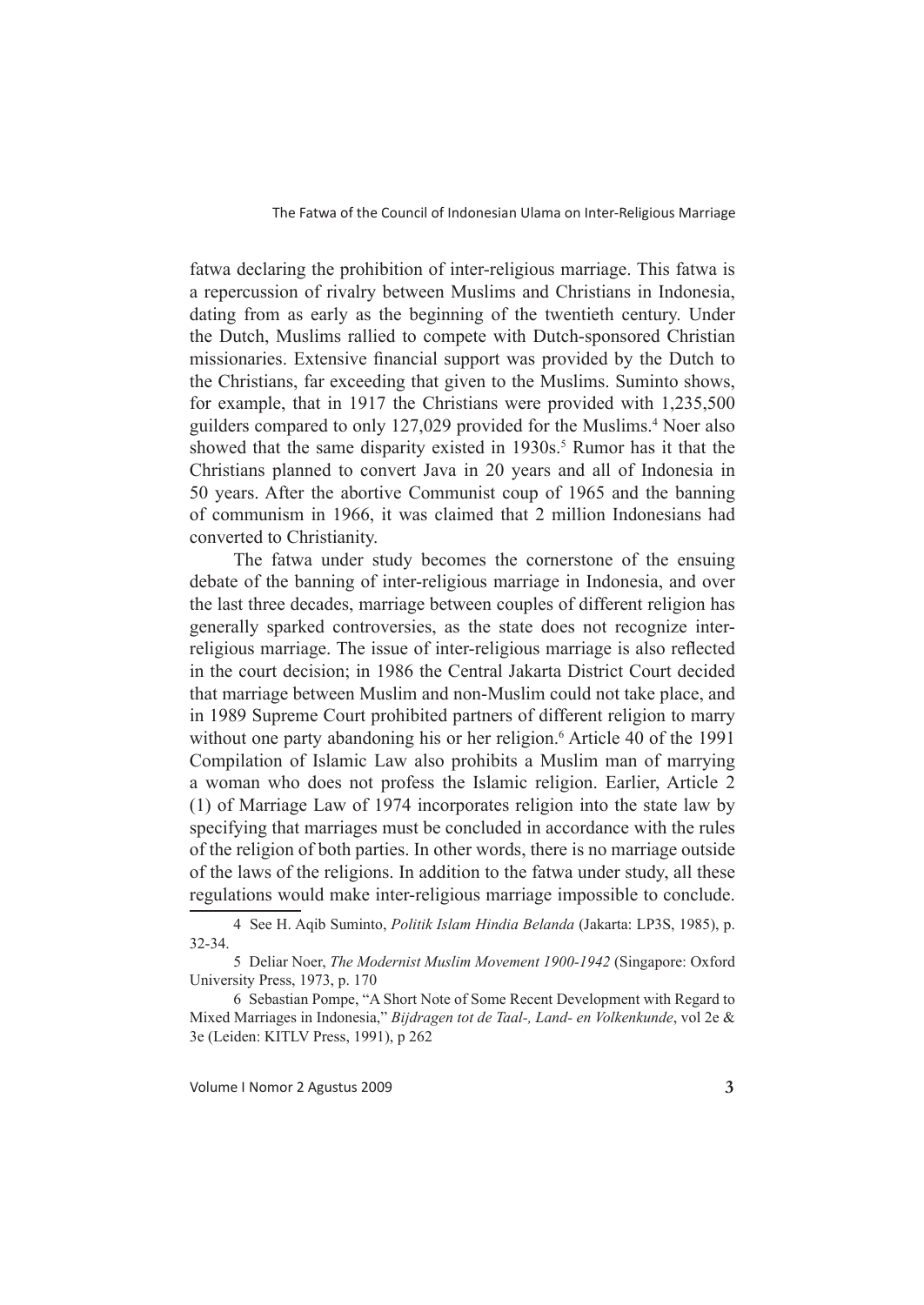fatwa declaring the prohibition of inter-religious marriage. This fatwa is a repercussion of rivalry between Muslims and Christians in Indonesia, dating from as early as the beginning of the twentieth century. Under the Dutch, Muslims rallied to compete with Dutch-sponsored Christian missionaries. Extensive financial support was provided by the Dutch to the Christians, far exceeding that given to the Muslims. Suminto shows, for example, that in 1917 the Christians were provided with 1,235,500 guilders compared to only 127,029 provided for the Muslims.[4] Noer also showed that the same disparity existed in 1930s.[5] Rumor has it that the Christians planned to convert Java in 20 years and all of Indonesia in 50 years. After the abortive Communist coup of 1965 and the banning of communism in 1966, it was claimed that 2 million Indonesians had converted to Christianity.

The fatwa under study becomes the cornerstone of the ensuing debate of the banning of inter-religious marriage in Indonesia, and over the last three decades, marriage between couples of different religion has generally sparked controversies, as the state does not recognize inter-religious marriage. The issue of inter-religious marriage is also reflected in the court decision; in 1986 the Central Jakarta District Court decided that marriage between Muslim and non-Muslim could not take place, and in 1989 Supreme Court prohibited partners of different religion to marry without one party abandoning his or her religion.[6] Article 40 of the 1991 Compilation of Islamic Law also prohibits a Muslim man of marrying a woman who does not profess the Islamic religion. Earlier, Article 2 (1) of Marriage Law of 1974 incorporates religion into the state law by specifying that marriages must be concluded in accordance with the rules of the religion of both parties. In other words, there is no marriage outside of the laws of the religions. In addition to the fatwa under study, all these regulations would make inter-religious marriage impossible to conclude.

4 See H. Aqib Suminto, *Politik Islam Hindia Belanda* (Jakarta: LP3S, 1985), p. 32-34.

5 Deliar Noer, *The Modernist Muslim Movement 1900-1942* (Singapore: Oxford University Press, 1973, p. 170

6 Sebastian Pompe, "A Short Note of Some Recent Development with Regard to Mixed Marriages in Indonesia," *Bijdragen tot de Taal-, Land- en Volkenkunde*, vol 2e & 3e (Leiden: KITLV Press, 1991), p 262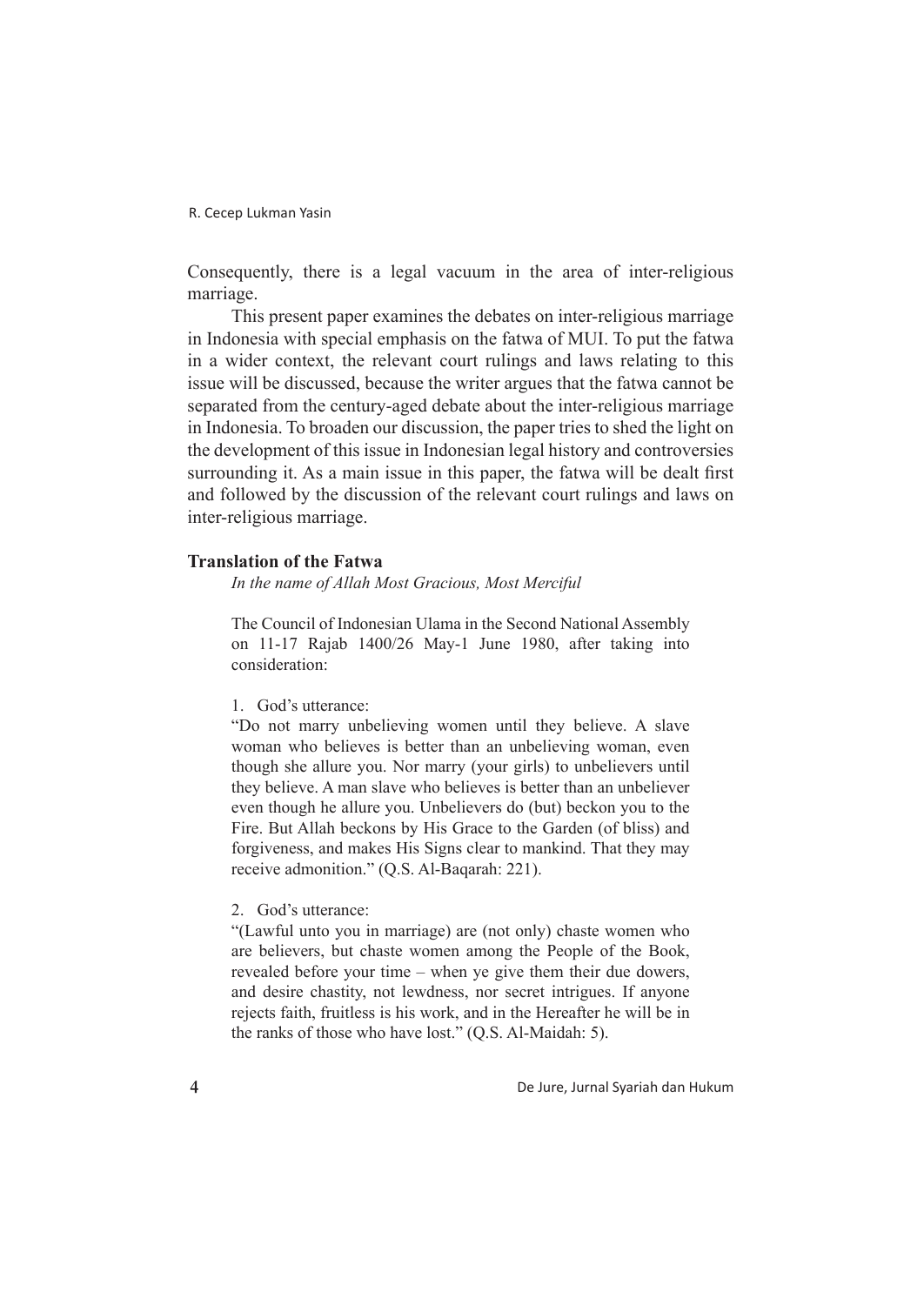Consequently, there is a legal vacuum in the area of inter-religious marriage.

This present paper examines the debates on inter-religious marriage in Indonesia with special emphasis on the fatwa of MUI. To put the fatwa in a wider context, the relevant court rulings and laws relating to this issue will be discussed, because the writer argues that the fatwa cannot be separated from the century-aged debate about the inter-religious marriage in Indonesia. To broaden our discussion, the paper tries to shed the light on the development of this issue in Indonesian legal history and controversies surrounding it. As a main issue in this paper, the fatwa will be dealt first and followed by the discussion of the relevant court rulings and laws on inter-religious marriage.

## Translation of the Fatwa

*In the name of Allah Most Gracious, Most Merciful*

The Council of Indonesian Ulama in the Second National Assembly on 11-17 Rajab 1400/26 May-1 June 1980, after taking into consideration:

1. God's utterance:

"Do not marry unbelieving women until they believe. A slave woman who believes is better than an unbelieving woman, even though she allure you. Nor marry (your girls) to unbelievers until they believe. A man slave who believes is better than an unbeliever even though he allure you. Unbelievers do (but) beckon you to the Fire. But Allah beckons by His Grace to the Garden (of bliss) and forgiveness, and makes His Signs clear to mankind. That they may receive admonition." (Q.S. Al-Baqarah: 221).

2. God's utterance:

"(Lawful unto you in marriage) are (not only) chaste women who are believers, but chaste women among the People of the Book, revealed before your time – when ye give them their due dowers, and desire chastity, not lewdness, nor secret intrigues. If anyone rejects faith, fruitless is his work, and in the Hereafter he will be in the ranks of those who have lost." (Q.S. Al-Maidah: 5).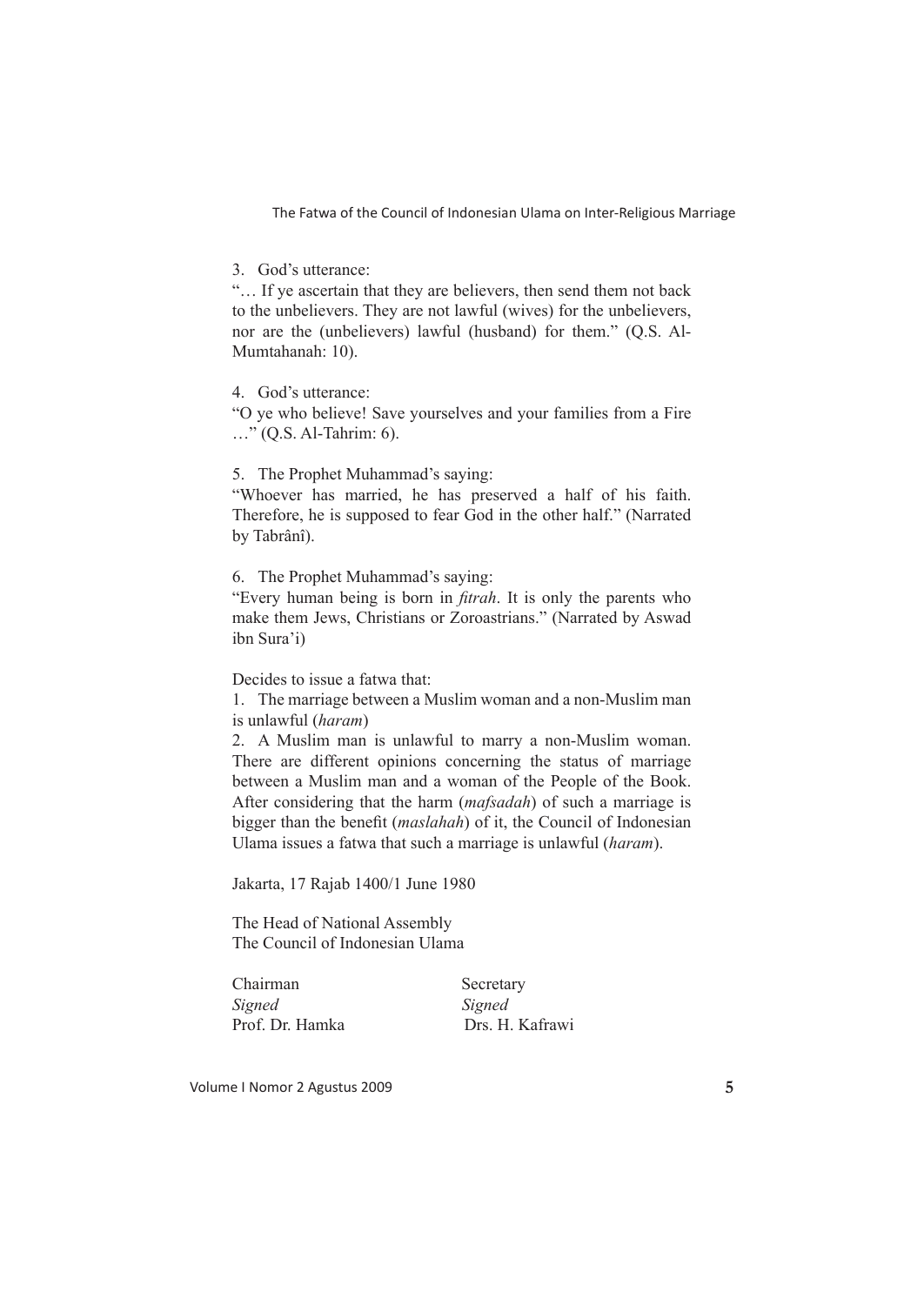3. God's utterance:

"… If ye ascertain that they are believers, then send them not back to the unbelievers. They are not lawful (wives) for the unbelievers, nor are the (unbelievers) lawful (husband) for them." (Q.S. Al-Mumtahanah: 10).

4. God's utterance:

"O ye who believe! Save yourselves and your families from a Fire …" (Q.S. Al-Tahrim: 6).

5. The Prophet Muhammad's saying:

"Whoever has married, he has preserved a half of his faith. Therefore, he is supposed to fear God in the other half." (Narrated by Tabrânî).

6. The Prophet Muhammad's saying:

"Every human being is born in *fitrah*. It is only the parents who make them Jews, Christians or Zoroastrians." (Narrated by Aswad ibn Sura'i)

Decides to issue a fatwa that:

1. The marriage between a Muslim woman and a non-Muslim man is unlawful (*haram*)
2. A Muslim man is unlawful to marry a non-Muslim woman. There are different opinions concerning the status of marriage between a Muslim man and a woman of the People of the Book. After considering that the harm (*mafsadah*) of such a marriage is bigger than the benefit (*maslahah*) of it, the Council of Indonesian Ulama issues a fatwa that such a marriage is unlawful (*haram*).

Jakarta, 17 Rajab 1400/1 June 1980

The Head of National Assembly
The Council of Indonesian Ulama

| Chairman | Secretary |
|---|---|
| *Signed* | *Signed* |
| Prof. Dr. Hamka | Drs. H. Kafrawi |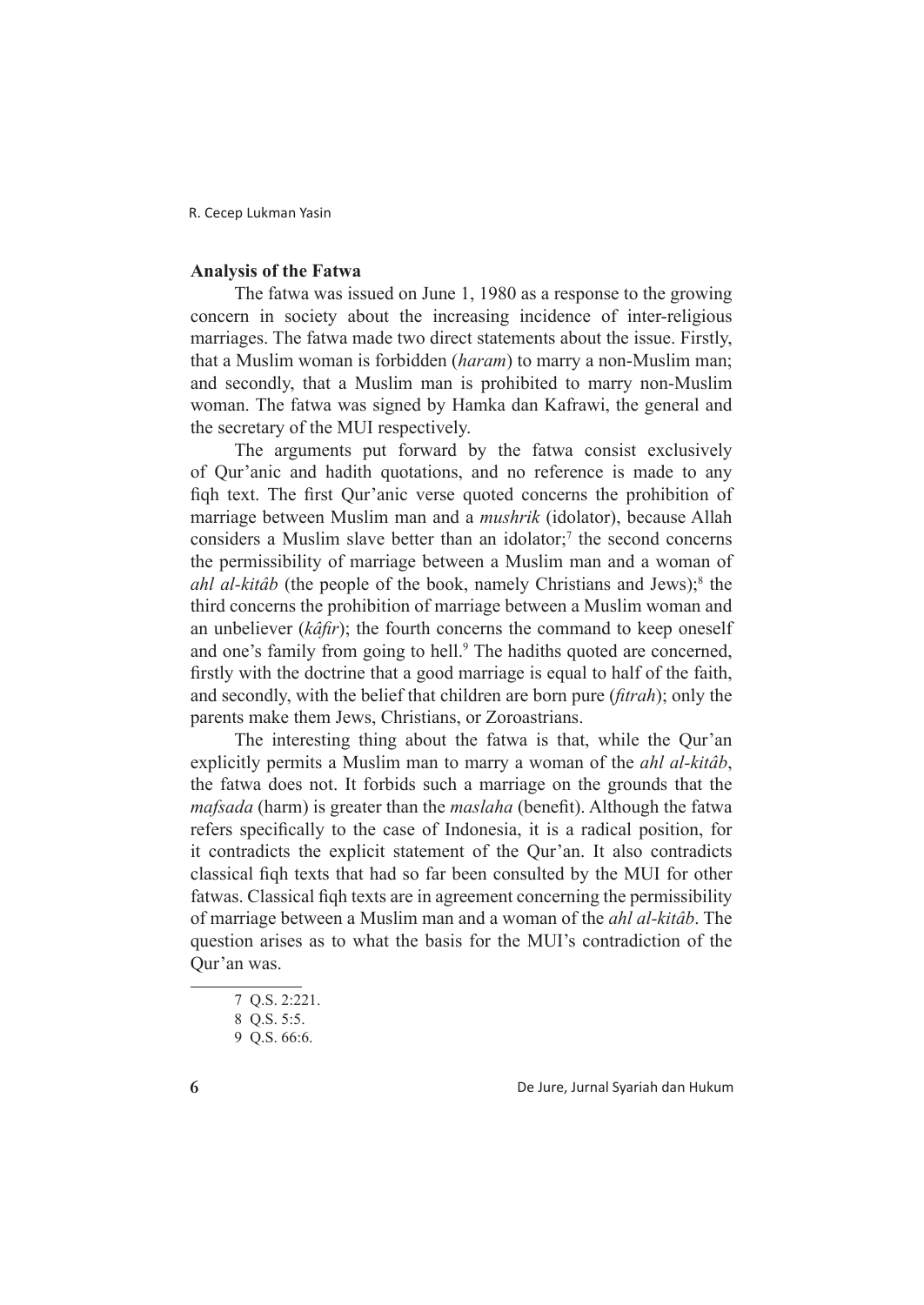**Analysis of the Fatwa**

The fatwa was issued on June 1, 1980 as a response to the growing concern in society about the increasing incidence of inter-religious marriages. The fatwa made two direct statements about the issue. Firstly, that a Muslim woman is forbidden (*haram*) to marry a non-Muslim man; and secondly, that a Muslim man is prohibited to marry non-Muslim woman. The fatwa was signed by Hamka dan Kafrawi, the general and the secretary of the MUI respectively.

The arguments put forward by the fatwa consist exclusively of Qur'anic and hadith quotations, and no reference is made to any fiqh text. The first Qur'anic verse quoted concerns the prohibition of marriage between Muslim man and a *mushrik* (idolator), because Allah considers a Muslim slave better than an idolator;[7] the second concerns the permissibility of marriage between a Muslim man and a woman of *ahl al-kitâb* (the people of the book, namely Christians and Jews);[8] the third concerns the prohibition of marriage between a Muslim woman and an unbeliever (*kâfir*); the fourth concerns the command to keep oneself and one's family from going to hell.[9] The hadiths quoted are concerned, firstly with the doctrine that a good marriage is equal to half of the faith, and secondly, with the belief that children are born pure (*fitrah*); only the parents make them Jews, Christians, or Zoroastrians.

The interesting thing about the fatwa is that, while the Qur'an explicitly permits a Muslim man to marry a woman of the *ahl al-kitâb*, the fatwa does not. It forbids such a marriage on the grounds that the *mafsada* (harm) is greater than the *maslaha* (benefit). Although the fatwa refers specifically to the case of Indonesia, it is a radical position, for it contradicts the explicit statement of the Qur'an. It also contradicts classical fiqh texts that had so far been consulted by the MUI for other fatwas. Classical fiqh texts are in agreement concerning the permissibility of marriage between a Muslim man and a woman of the *ahl al-kitâb*. The question arises as to what the basis for the MUI's contradiction of the Qur'an was.

---

7 Q.S. 2:221.

8 Q.S. 5:5.

9 Q.S. 66:6.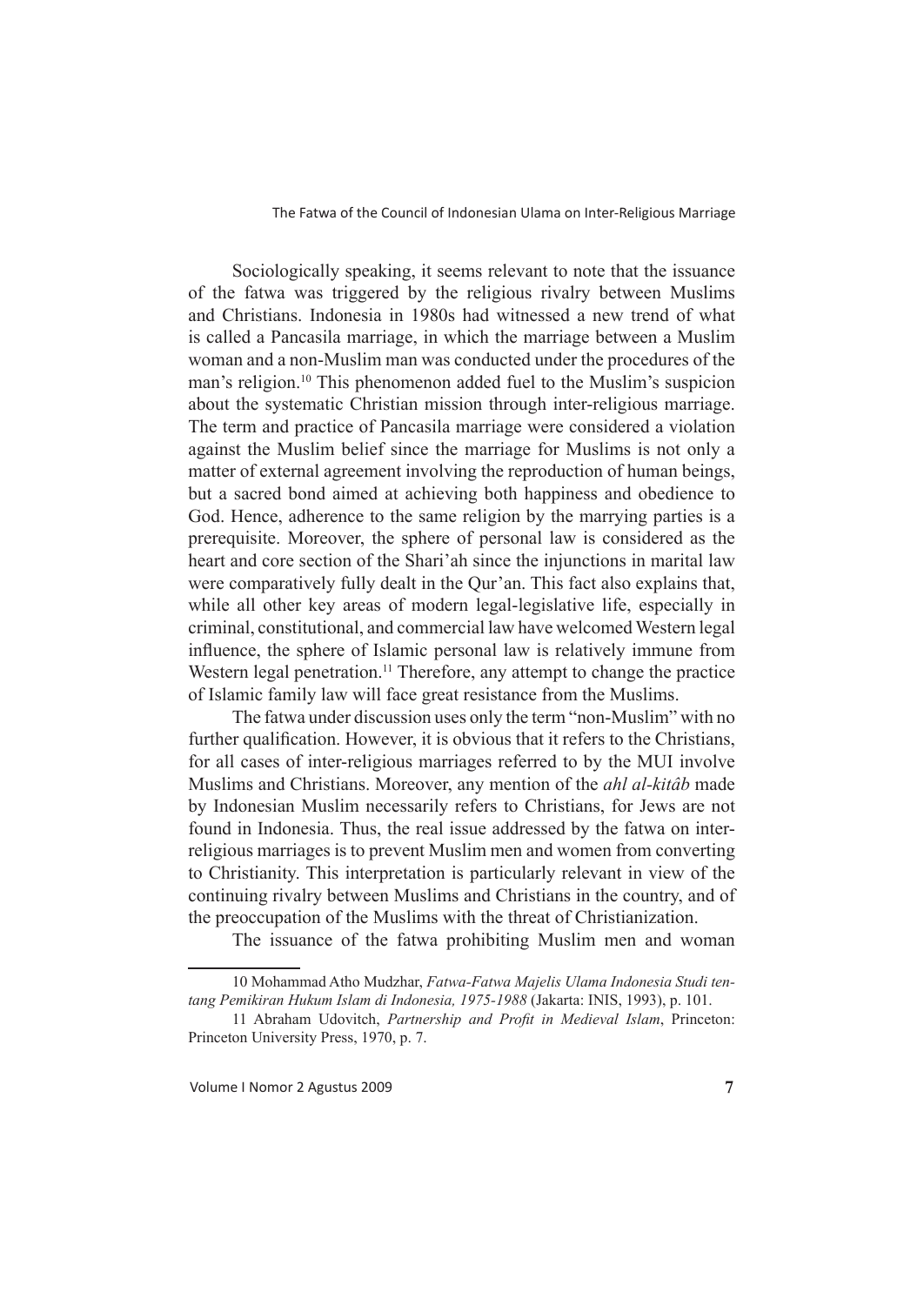Sociologically speaking, it seems relevant to note that the issuance of the fatwa was triggered by the religious rivalry between Muslims and Christians. Indonesia in 1980s had witnessed a new trend of what is called a Pancasila marriage, in which the marriage between a Muslim woman and a non-Muslim man was conducted under the procedures of the man's religion.[10] This phenomenon added fuel to the Muslim's suspicion about the systematic Christian mission through inter-religious marriage. The term and practice of Pancasila marriage were considered a violation against the Muslim belief since the marriage for Muslims is not only a matter of external agreement involving the reproduction of human beings, but a sacred bond aimed at achieving both happiness and obedience to God. Hence, adherence to the same religion by the marrying parties is a prerequisite. Moreover, the sphere of personal law is considered as the heart and core section of the Shari'ah since the injunctions in marital law were comparatively fully dealt in the Qur'an. This fact also explains that, while all other key areas of modern legal-legislative life, especially in criminal, constitutional, and commercial law have welcomed Western legal influence, the sphere of Islamic personal law is relatively immune from Western legal penetration.[11] Therefore, any attempt to change the practice of Islamic family law will face great resistance from the Muslims.

The fatwa under discussion uses only the term "non-Muslim" with no further qualification. However, it is obvious that it refers to the Christians, for all cases of inter-religious marriages referred to by the MUI involve Muslims and Christians. Moreover, any mention of the *ahl al-kitâb* made by Indonesian Muslim necessarily refers to Christians, for Jews are not found in Indonesia. Thus, the real issue addressed by the fatwa on inter-religious marriages is to prevent Muslim men and women from converting to Christianity. This interpretation is particularly relevant in view of the continuing rivalry between Muslims and Christians in the country, and of the preoccupation of the Muslims with the threat of Christianization.

The issuance of the fatwa prohibiting Muslim men and woman

---

10 Mohammad Atho Mudzhar, *Fatwa-Fatwa Majelis Ulama Indonesia Studi tentang Pemikiran Hukum Islam di Indonesia, 1975-1988* (Jakarta: INIS, 1993), p. 101.

11 Abraham Udovitch, *Partnership and Profit in Medieval Islam*, Princeton: Princeton University Press, 1970, p. 7.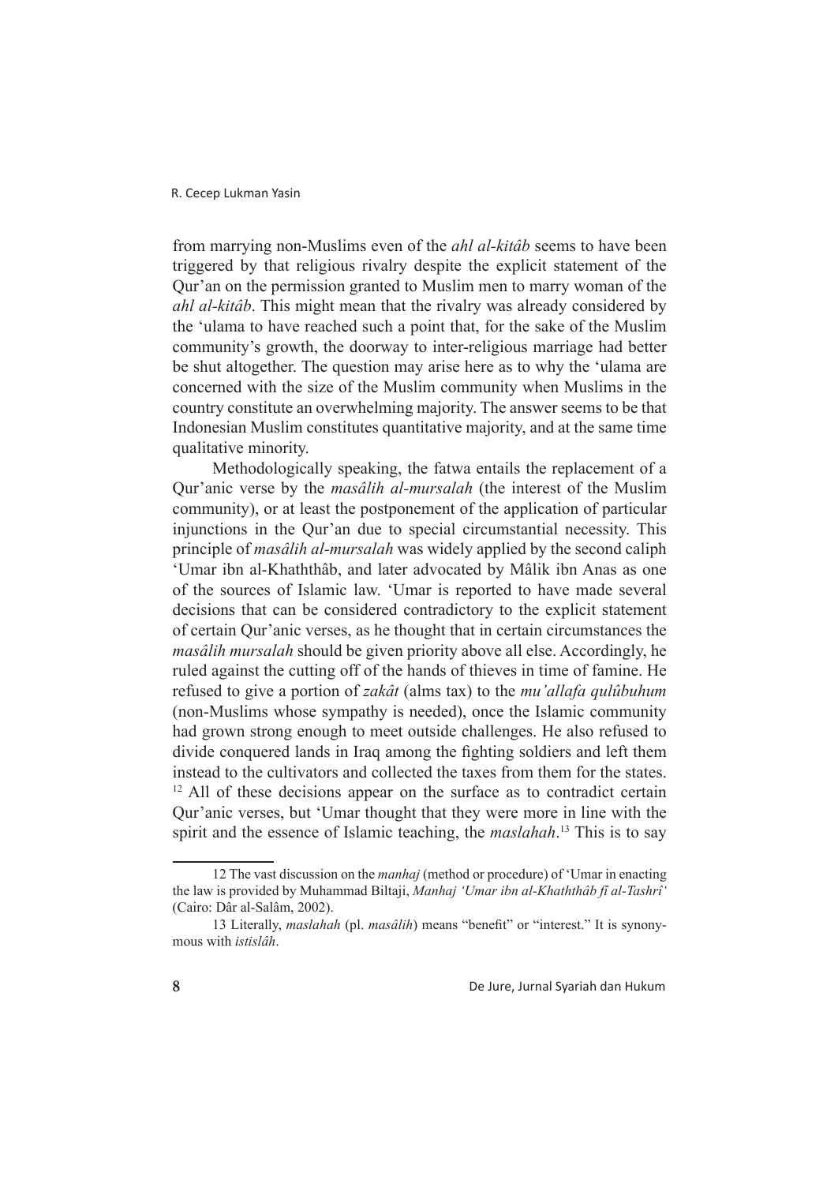from marrying non-Muslims even of the *ahl al-kitâb* seems to have been triggered by that religious rivalry despite the explicit statement of the Qur'an on the permission granted to Muslim men to marry woman of the *ahl al-kitâb*. This might mean that the rivalry was already considered by the 'ulama to have reached such a point that, for the sake of the Muslim community's growth, the doorway to inter-religious marriage had better be shut altogether. The question may arise here as to why the 'ulama are concerned with the size of the Muslim community when Muslims in the country constitute an overwhelming majority. The answer seems to be that Indonesian Muslim constitutes quantitative majority, and at the same time qualitative minority.

Methodologically speaking, the fatwa entails the replacement of a Qur'anic verse by the *masâlih al-mursalah* (the interest of the Muslim community), or at least the postponement of the application of particular injunctions in the Qur'an due to special circumstantial necessity. This principle of *masâlih al-mursalah* was widely applied by the second caliph 'Umar ibn al-Khaththâb, and later advocated by Mâlik ibn Anas as one of the sources of Islamic law. 'Umar is reported to have made several decisions that can be considered contradictory to the explicit statement of certain Qur'anic verses, as he thought that in certain circumstances the *masâlih mursalah* should be given priority above all else. Accordingly, he ruled against the cutting off of the hands of thieves in time of famine. He refused to give a portion of *zakât* (alms tax) to the *mu'allafa qulûbuhum* (non-Muslims whose sympathy is needed), once the Islamic community had grown strong enough to meet outside challenges. He also refused to divide conquered lands in Iraq among the fighting soldiers and left them instead to the cultivators and collected the taxes from them for the states.[12] All of these decisions appear on the surface as to contradict certain Qur'anic verses, but 'Umar thought that they were more in line with the spirit and the essence of Islamic teaching, the *maslahah*.[13] This is to say

---

12 The vast discussion on the *manhaj* (method or procedure) of 'Umar in enacting the law is provided by Muhammad Biltaji, *Manhaj 'Umar ibn al-Khaththâb fî al-Tashrî'* (Cairo: Dâr al-Salâm, 2002).

13 Literally, *maslahah* (pl. *masâlih*) means "benefit" or "interest." It is synonymous with *istislâh*.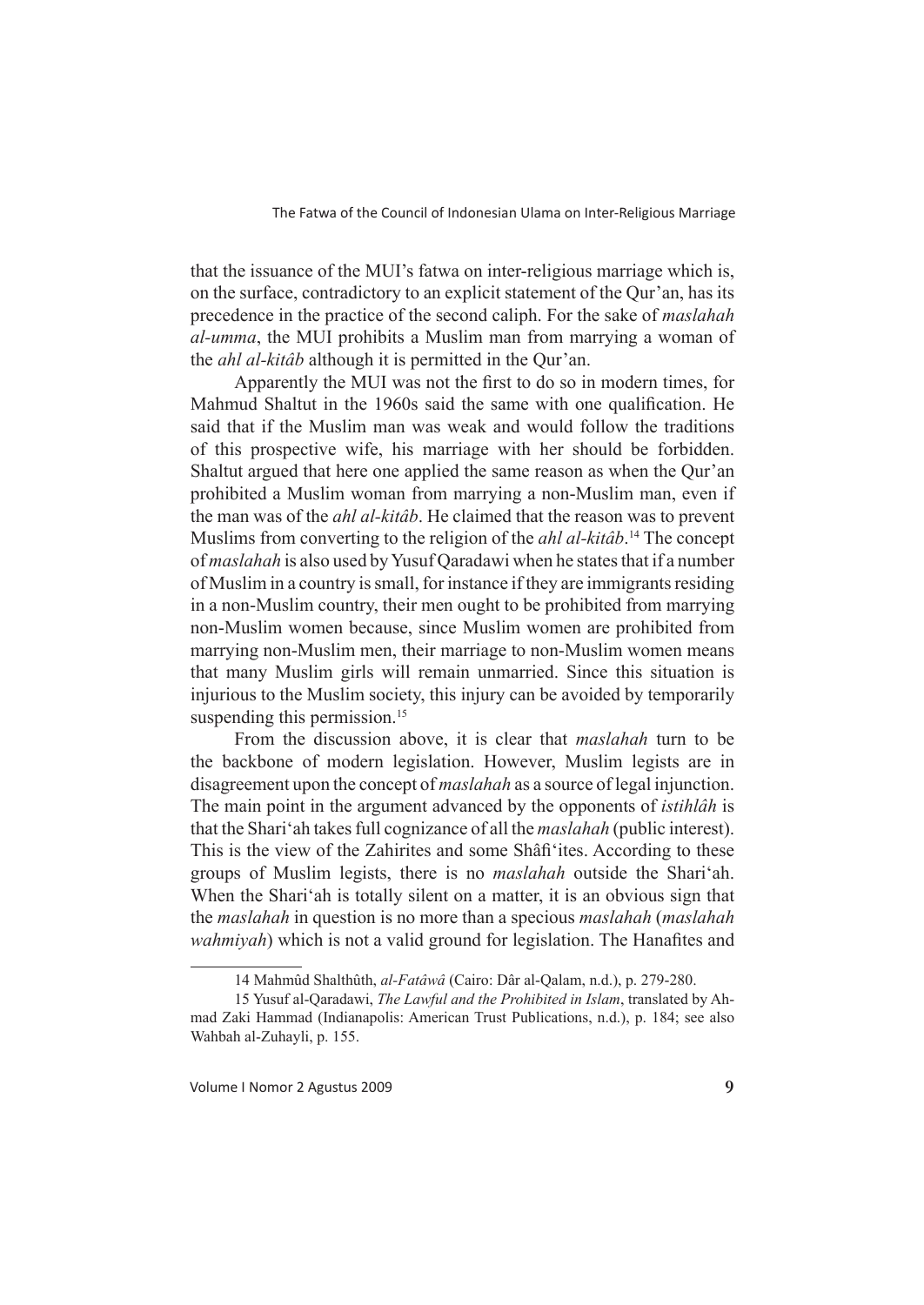that the issuance of the MUI's fatwa on inter-religious marriage which is, on the surface, contradictory to an explicit statement of the Qur'an, has its precedence in the practice of the second caliph. For the sake of *maslahah al-umma*, the MUI prohibits a Muslim man from marrying a woman of the *ahl al-kitâb* although it is permitted in the Qur'an.

Apparently the MUI was not the first to do so in modern times, for Mahmud Shaltut in the 1960s said the same with one qualification. He said that if the Muslim man was weak and would follow the traditions of this prospective wife, his marriage with her should be forbidden. Shaltut argued that here one applied the same reason as when the Qur'an prohibited a Muslim woman from marrying a non-Muslim man, even if the man was of the *ahl al-kitâb*. He claimed that the reason was to prevent Muslims from converting to the religion of the *ahl al-kitâb*.[14] The concept of *maslahah* is also used by Yusuf Qaradawi when he states that if a number of Muslim in a country is small, for instance if they are immigrants residing in a non-Muslim country, their men ought to be prohibited from marrying non-Muslim women because, since Muslim women are prohibited from marrying non-Muslim men, their marriage to non-Muslim women means that many Muslim girls will remain unmarried. Since this situation is injurious to the Muslim society, this injury can be avoided by temporarily suspending this permission.[15]

From the discussion above, it is clear that *maslahah* turn to be the backbone of modern legislation. However, Muslim legists are in disagreement upon the concept of *maslahah* as a source of legal injunction. The main point in the argument advanced by the opponents of *istihlâh* is that the Shari'ah takes full cognizance of all the *maslahah* (public interest). This is the view of the Zahirites and some Shâfi'ites. According to these groups of Muslim legists, there is no *maslahah* outside the Shari'ah. When the Shari'ah is totally silent on a matter, it is an obvious sign that the *maslahah* in question is no more than a specious *maslahah* (*maslahah wahmiyah*) which is not a valid ground for legislation. The Hanafites and

---

14 Mahmûd Shalthûth, *al-Fatâwâ* (Cairo: Dâr al-Qalam, n.d.), p. 279-280.

15 Yusuf al-Qaradawi, *The Lawful and the Prohibited in Islam*, translated by Ahmad Zaki Hammad (Indianapolis: American Trust Publications, n.d.), p. 184; see also Wahbah al-Zuhayli, p. 155.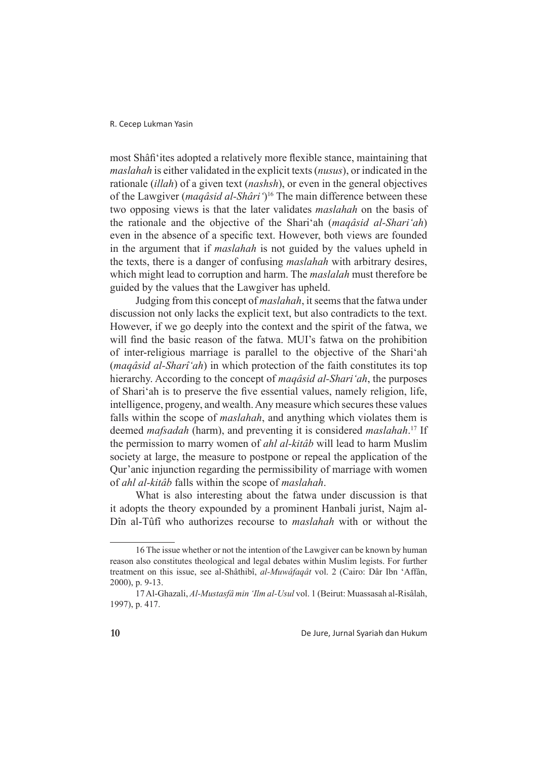most Shâfi'ites adopted a relatively more flexible stance, maintaining that *maslahah* is either validated in the explicit texts (*nusus*), or indicated in the rationale (*illah*) of a given text (*nashsh*), or even in the general objectives of the Lawgiver (*maqâsid al-Shâri'*)[16] The main difference between these two opposing views is that the later validates *maslahah* on the basis of the rationale and the objective of the Shari'ah (*maqâsid al-Shari'ah*) even in the absence of a specific text. However, both views are founded in the argument that if *maslahah* is not guided by the values upheld in the texts, there is a danger of confusing *maslahah* with arbitrary desires, which might lead to corruption and harm. The *maslalah* must therefore be guided by the values that the Lawgiver has upheld.

Judging from this concept of *maslahah*, it seems that the fatwa under discussion not only lacks the explicit text, but also contradicts to the text. However, if we go deeply into the context and the spirit of the fatwa, we will find the basic reason of the fatwa. MUI's fatwa on the prohibition of inter-religious marriage is parallel to the objective of the Shari'ah (*maqâsid al-Sharî'ah*) in which protection of the faith constitutes its top hierarchy. According to the concept of *maqâsid al-Shari'ah*, the purposes of Shari'ah is to preserve the five essential values, namely religion, life, intelligence, progeny, and wealth. Any measure which secures these values falls within the scope of *maslahah*, and anything which violates them is deemed *mafsadah* (harm), and preventing it is considered *maslahah*.[17] If the permission to marry women of *ahl al-kitâb* will lead to harm Muslim society at large, the measure to postpone or repeal the application of the Qur'anic injunction regarding the permissibility of marriage with women of *ahl al-kitâb* falls within the scope of *maslahah*.

What is also interesting about the fatwa under discussion is that it adopts the theory expounded by a prominent Hanbali jurist, Najm al-Dîn al-Tûfî who authorizes recourse to *maslahah* with or without the

---

16 The issue whether or not the intention of the Lawgiver can be known by human reason also constitutes theological and legal debates within Muslim legists. For further treatment on this issue, see al-Shâthibî, *al-Muwâfaqât* vol. 2 (Cairo: Dâr Ibn 'Affân, 2000), p. 9-13.

17 Al-Ghazali, *Al-Mustasfâ min 'Ilm al-Usul* vol. 1 (Beirut: Muassasah al-Risâlah, 1997), p. 417.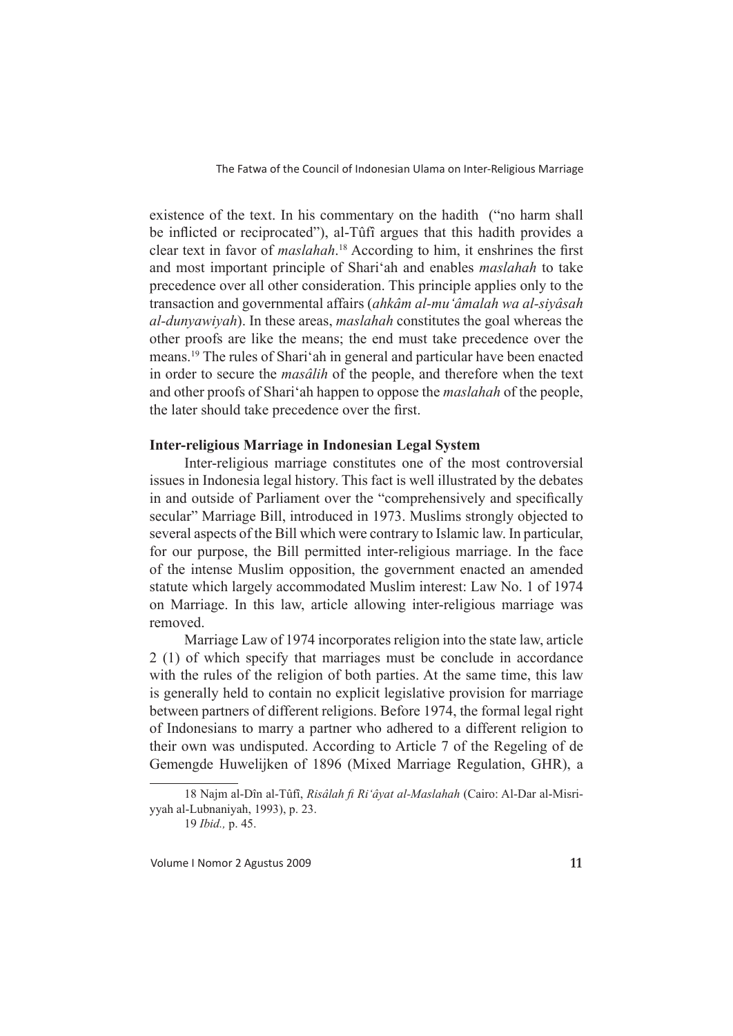existence of the text. In his commentary on the hadith  ("no harm shall be inflicted or reciprocated"), al-Tûfî argues that this hadith provides a clear text in favor of *maslahah*.[18] According to him, it enshrines the first and most important principle of Shari'ah and enables *maslahah* to take precedence over all other consideration. This principle applies only to the transaction and governmental affairs (*ahkâm al-mu'âmalah wa al-siyâsah al-dunyawiyah*). In these areas, *maslahah* constitutes the goal whereas the other proofs are like the means; the end must take precedence over the means.[19] The rules of Shari'ah in general and particular have been enacted in order to secure the *masâlih* of the people, and therefore when the text and other proofs of Shari'ah happen to oppose the *maslahah* of the people, the later should take precedence over the first.

**Inter-religious Marriage in Indonesian Legal System**

Inter-religious marriage constitutes one of the most controversial issues in Indonesia legal history. This fact is well illustrated by the debates in and outside of Parliament over the "comprehensively and specifically secular" Marriage Bill, introduced in 1973. Muslims strongly objected to several aspects of the Bill which were contrary to Islamic law. In particular, for our purpose, the Bill permitted inter-religious marriage. In the face of the intense Muslim opposition, the government enacted an amended statute which largely accommodated Muslim interest: Law No. 1 of 1974 on Marriage. In this law, article allowing inter-religious marriage was removed.

Marriage Law of 1974 incorporates religion into the state law, article 2 (1) of which specify that marriages must be conclude in accordance with the rules of the religion of both parties. At the same time, this law is generally held to contain no explicit legislative provision for marriage between partners of different religions. Before 1974, the formal legal right of Indonesians to marry a partner who adhered to a different religion to their own was undisputed. According to Article 7 of the Regeling of de Gemengde Huwelijken of 1896 (Mixed Marriage Regulation, GHR), a

---

18 Najm al-Dîn al-Tûfî, *Risâlah fi Ri'âyat al-Maslahah* (Cairo: Al-Dar al-Misriyyah al-Lubnaniyah, 1993), p. 23.

19 *Ibid.,* p. 45.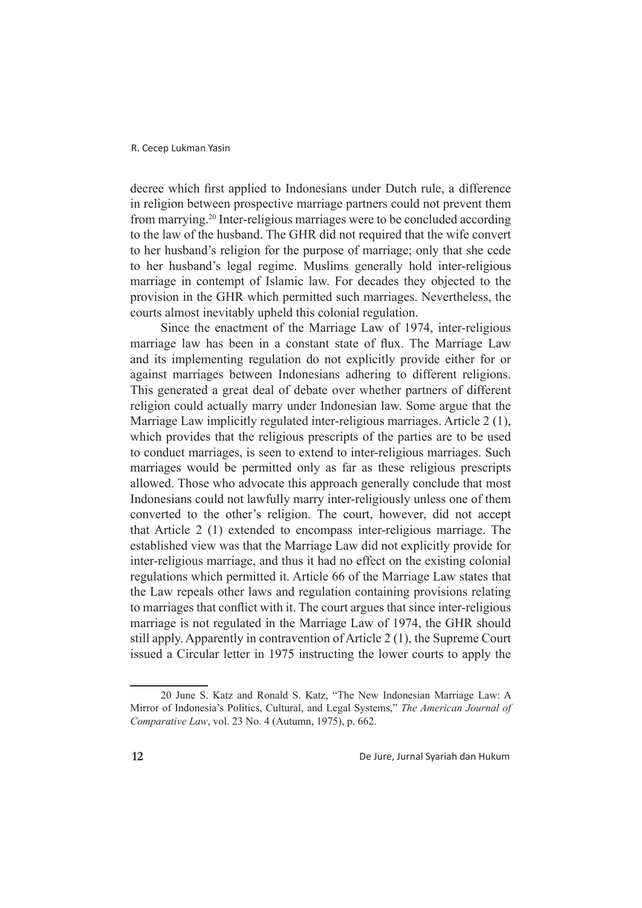decree which first applied to Indonesians under Dutch rule, a difference in religion between prospective marriage partners could not prevent them from marrying.[20] Inter-religious marriages were to be concluded according to the law of the husband. The GHR did not required that the wife convert to her husband's religion for the purpose of marriage; only that she cede to her husband's legal regime. Muslims generally hold inter-religious marriage in contempt of Islamic law. For decades they objected to the provision in the GHR which permitted such marriages. Nevertheless, the courts almost inevitably upheld this colonial regulation.

Since the enactment of the Marriage Law of 1974, inter-religious marriage law has been in a constant state of flux. The Marriage Law and its implementing regulation do not explicitly provide either for or against marriages between Indonesians adhering to different religions. This generated a great deal of debate over whether partners of different religion could actually marry under Indonesian law. Some argue that the Marriage Law implicitly regulated inter-religious marriages. Article 2 (1), which provides that the religious prescripts of the parties are to be used to conduct marriages, is seen to extend to inter-religious marriages. Such marriages would be permitted only as far as these religious prescripts allowed. Those who advocate this approach generally conclude that most Indonesians could not lawfully marry inter-religiously unless one of them converted to the other's religion. The court, however, did not accept that Article 2 (1) extended to encompass inter-religious marriage. The established view was that the Marriage Law did not explicitly provide for inter-religious marriage, and thus it had no effect on the existing colonial regulations which permitted it. Article 66 of the Marriage Law states that the Law repeals other laws and regulation containing provisions relating to marriages that conflict with it. The court argues that since inter-religious marriage is not regulated in the Marriage Law of 1974, the GHR should still apply. Apparently in contravention of Article 2 (1), the Supreme Court issued a Circular letter in 1975 instructing the lower courts to apply the

---

20 June S. Katz and Ronald S. Katz, "The New Indonesian Marriage Law: A Mirror of Indonesia's Politics, Cultural, and Legal Systems," *The American Journal of Comparative Law*, vol. 23 No. 4 (Autumn, 1975), p. 662.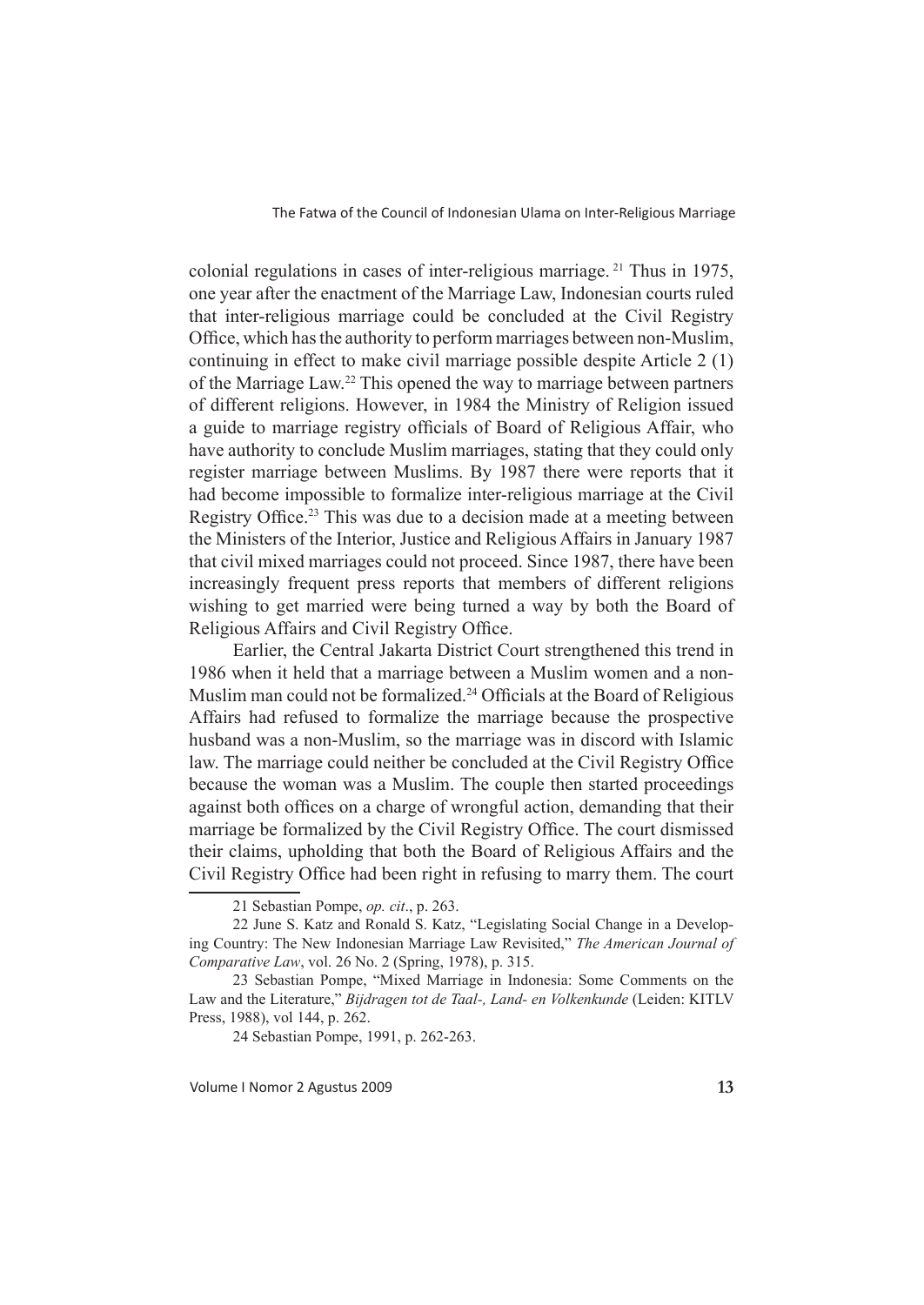colonial regulations in cases of inter-religious marriage. [21] Thus in 1975, one year after the enactment of the Marriage Law, Indonesian courts ruled that inter-religious marriage could be concluded at the Civil Registry Office, which has the authority to perform marriages between non-Muslim, continuing in effect to make civil marriage possible despite Article 2 (1) of the Marriage Law.[22] This opened the way to marriage between partners of different religions. However, in 1984 the Ministry of Religion issued a guide to marriage registry officials of Board of Religious Affair, who have authority to conclude Muslim marriages, stating that they could only register marriage between Muslims. By 1987 there were reports that it had become impossible to formalize inter-religious marriage at the Civil Registry Office.[23] This was due to a decision made at a meeting between the Ministers of the Interior, Justice and Religious Affairs in January 1987 that civil mixed marriages could not proceed. Since 1987, there have been increasingly frequent press reports that members of different religions wishing to get married were being turned a way by both the Board of Religious Affairs and Civil Registry Office.

Earlier, the Central Jakarta District Court strengthened this trend in 1986 when it held that a marriage between a Muslim women and a non-Muslim man could not be formalized.[24] Officials at the Board of Religious Affairs had refused to formalize the marriage because the prospective husband was a non-Muslim, so the marriage was in discord with Islamic law. The marriage could neither be concluded at the Civil Registry Office because the woman was a Muslim. The couple then started proceedings against both offices on a charge of wrongful action, demanding that their marriage be formalized by the Civil Registry Office. The court dismissed their claims, upholding that both the Board of Religious Affairs and the Civil Registry Office had been right in refusing to marry them. The court

---

21 Sebastian Pompe, *op. cit*., p. 263.

22 June S. Katz and Ronald S. Katz, "Legislating Social Change in a Developing Country: The New Indonesian Marriage Law Revisited," *The American Journal of Comparative Law*, vol. 26 No. 2 (Spring, 1978), p. 315.

23 Sebastian Pompe, "Mixed Marriage in Indonesia: Some Comments on the Law and the Literature," *Bijdragen tot de Taal-, Land- en Volkenkunde* (Leiden: KITLV Press, 1988), vol 144, p. 262.

24 Sebastian Pompe, 1991, p. 262-263.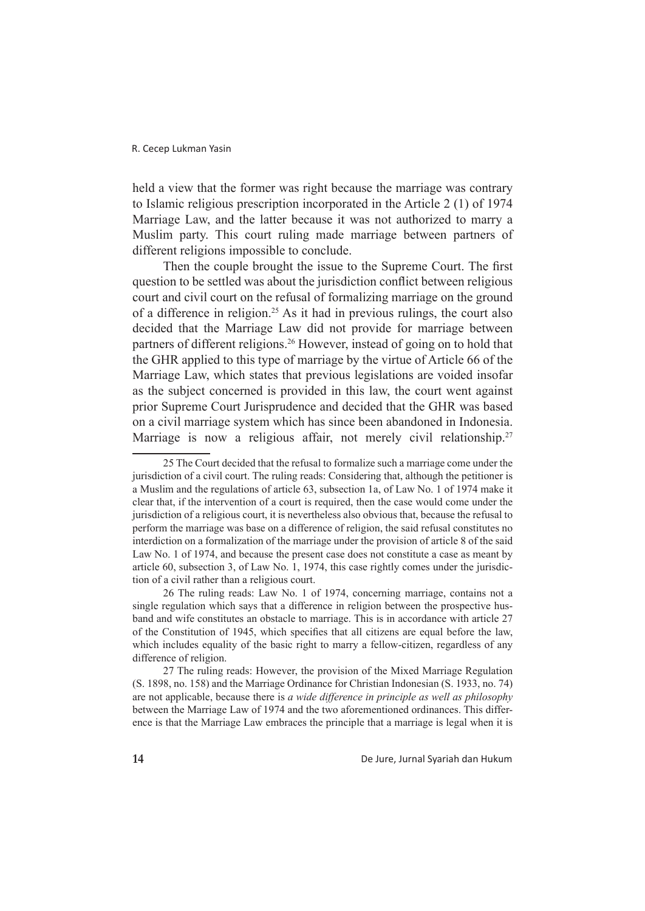held a view that the former was right because the marriage was contrary to Islamic religious prescription incorporated in the Article 2 (1) of 1974 Marriage Law, and the latter because it was not authorized to marry a Muslim party. This court ruling made marriage between partners of different religions impossible to conclude.

Then the couple brought the issue to the Supreme Court. The first question to be settled was about the jurisdiction conflict between religious court and civil court on the refusal of formalizing marriage on the ground of a difference in religion.[25] As it had in previous rulings, the court also decided that the Marriage Law did not provide for marriage between partners of different religions.[26] However, instead of going on to hold that the GHR applied to this type of marriage by the virtue of Article 66 of the Marriage Law, which states that previous legislations are voided insofar as the subject concerned is provided in this law, the court went against prior Supreme Court Jurisprudence and decided that the GHR was based on a civil marriage system which has since been abandoned in Indonesia. Marriage is now a religious affair, not merely civil relationship.[27]

---

25 The Court decided that the refusal to formalize such a marriage come under the jurisdiction of a civil court. The ruling reads: Considering that, although the petitioner is a Muslim and the regulations of article 63, subsection 1a, of Law No. 1 of 1974 make it clear that, if the intervention of a court is required, then the case would come under the jurisdiction of a religious court, it is nevertheless also obvious that, because the refusal to perform the marriage was base on a difference of religion, the said refusal constitutes no interdiction on a formalization of the marriage under the provision of article 8 of the said Law No. 1 of 1974, and because the present case does not constitute a case as meant by article 60, subsection 3, of Law No. 1, 1974, this case rightly comes under the jurisdiction of a civil rather than a religious court.

26 The ruling reads: Law No. 1 of 1974, concerning marriage, contains not a single regulation which says that a difference in religion between the prospective husband and wife constitutes an obstacle to marriage. This is in accordance with article 27 of the Constitution of 1945, which specifies that all citizens are equal before the law, which includes equality of the basic right to marry a fellow-citizen, regardless of any difference of religion.

27 The ruling reads: However, the provision of the Mixed Marriage Regulation (S. 1898, no. 158) and the Marriage Ordinance for Christian Indonesian (S. 1933, no. 74) are not applicable, because there is *a wide difference in principle as well as philosophy* between the Marriage Law of 1974 and the two aforementioned ordinances. This difference is that the Marriage Law embraces the principle that a marriage is legal when it is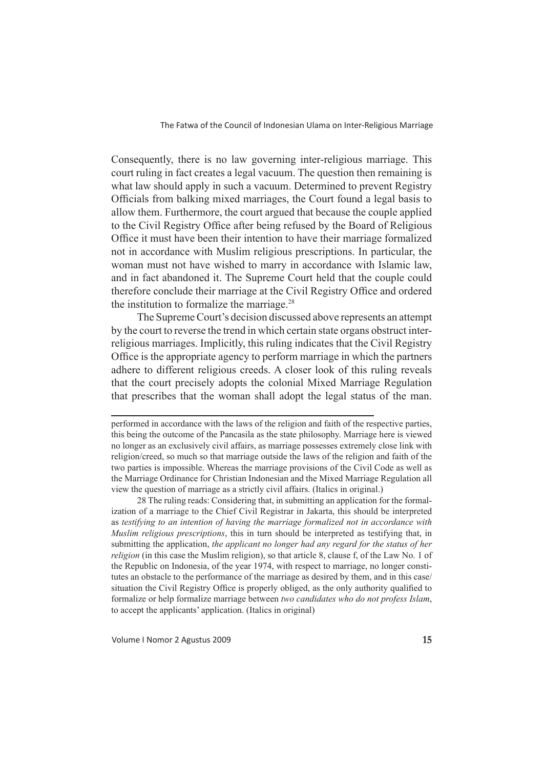Consequently, there is no law governing inter-religious marriage. This court ruling in fact creates a legal vacuum. The question then remaining is what law should apply in such a vacuum. Determined to prevent Registry Officials from balking mixed marriages, the Court found a legal basis to allow them. Furthermore, the court argued that because the couple applied to the Civil Registry Office after being refused by the Board of Religious Office it must have been their intention to have their marriage formalized not in accordance with Muslim religious prescriptions. In particular, the woman must not have wished to marry in accordance with Islamic law, and in fact abandoned it. The Supreme Court held that the couple could therefore conclude their marriage at the Civil Registry Office and ordered the institution to formalize the marriage.[28]

The Supreme Court's decision discussed above represents an attempt by the court to reverse the trend in which certain state organs obstruct inter-religious marriages. Implicitly, this ruling indicates that the Civil Registry Office is the appropriate agency to perform marriage in which the partners adhere to different religious creeds. A closer look of this ruling reveals that the court precisely adopts the colonial Mixed Marriage Regulation that prescribes that the woman shall adopt the legal status of the man.

---

performed in accordance with the laws of the religion and faith of the respective parties, this being the outcome of the Pancasila as the state philosophy. Marriage here is viewed no longer as an exclusively civil affairs, as marriage possesses extremely close link with religion/creed, so much so that marriage outside the laws of the religion and faith of the two parties is impossible. Whereas the marriage provisions of the Civil Code as well as the Marriage Ordinance for Christian Indonesian and the Mixed Marriage Regulation all view the question of marriage as a strictly civil affairs. (Italics in original.)

28 The ruling reads: Considering that, in submitting an application for the formalization of a marriage to the Chief Civil Registrar in Jakarta, this should be interpreted as *testifying to an intention of having the marriage formalized not in accordance with Muslim religious prescriptions*, this in turn should be interpreted as testifying that, in submitting the application, *the applicant no longer had any regard for the status of her religion* (in this case the Muslim religion), so that article 8, clause f, of the Law No. 1 of the Republic on Indonesia, of the year 1974, with respect to marriage, no longer constitutes an obstacle to the performance of the marriage as desired by them, and in this case/situation the Civil Registry Office is properly obliged, as the only authority qualified to formalize or help formalize marriage between *two candidates who do not profess Islam*, to accept the applicants' application. (Italics in original)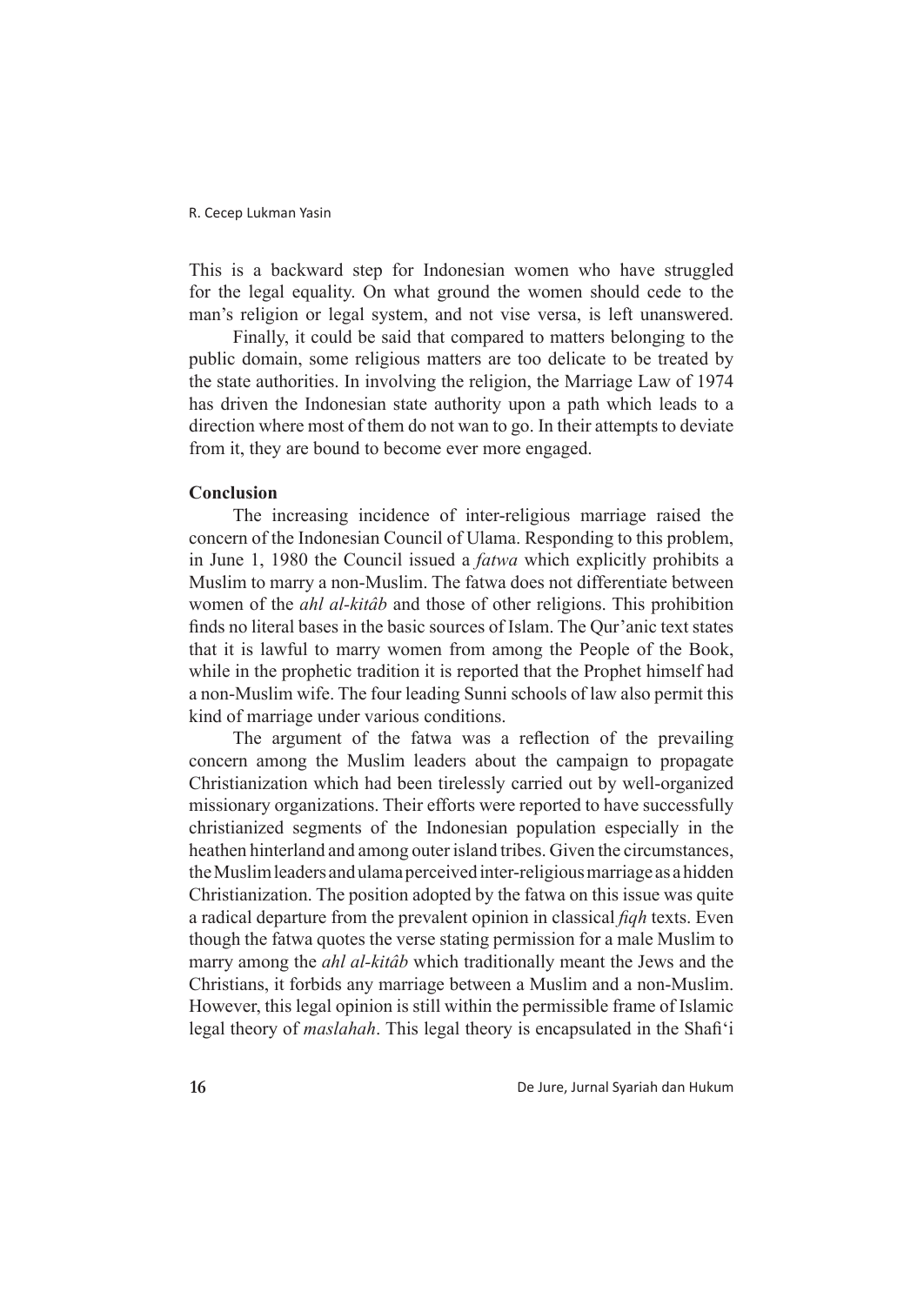This is a backward step for Indonesian women who have struggled for the legal equality. On what ground the women should cede to the man's religion or legal system, and not vise versa, is left unanswered.

Finally, it could be said that compared to matters belonging to the public domain, some religious matters are too delicate to be treated by the state authorities. In involving the religion, the Marriage Law of 1974 has driven the Indonesian state authority upon a path which leads to a direction where most of them do not wan to go. In their attempts to deviate from it, they are bound to become ever more engaged.

**Conclusion**

The increasing incidence of inter-religious marriage raised the concern of the Indonesian Council of Ulama. Responding to this problem, in June 1, 1980 the Council issued a *fatwa* which explicitly prohibits a Muslim to marry a non-Muslim. The fatwa does not differentiate between women of the *ahl al-kitâb* and those of other religions. This prohibition finds no literal bases in the basic sources of Islam. The Qur'anic text states that it is lawful to marry women from among the People of the Book, while in the prophetic tradition it is reported that the Prophet himself had a non-Muslim wife. The four leading Sunni schools of law also permit this kind of marriage under various conditions.

The argument of the fatwa was a reflection of the prevailing concern among the Muslim leaders about the campaign to propagate Christianization which had been tirelessly carried out by well-organized missionary organizations. Their efforts were reported to have successfully christianized segments of the Indonesian population especially in the heathen hinterland and among outer island tribes. Given the circumstances, the Muslim leaders and ulama perceived inter-religious marriage as a hidden Christianization. The position adopted by the fatwa on this issue was quite a radical departure from the prevalent opinion in classical *fiqh* texts. Even though the fatwa quotes the verse stating permission for a male Muslim to marry among the *ahl al-kitâb* which traditionally meant the Jews and the Christians, it forbids any marriage between a Muslim and a non-Muslim. However, this legal opinion is still within the permissible frame of Islamic legal theory of *maslahah*. This legal theory is encapsulated in the Shafi'i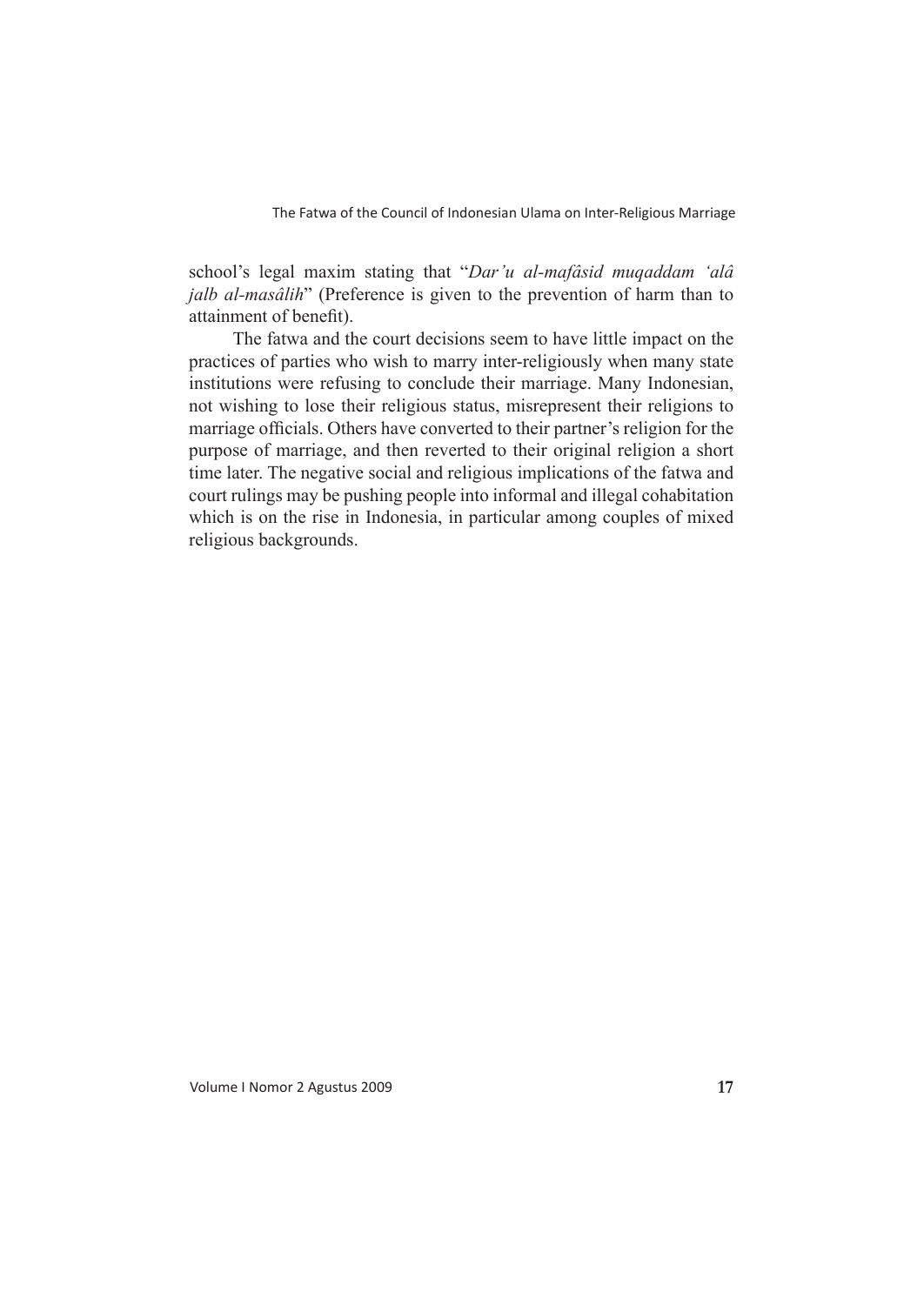school's legal maxim stating that "*Dar'u al-mafâsid muqaddam 'alâ jalb al-masâlih*" (Preference is given to the prevention of harm than to attainment of benefit).

The fatwa and the court decisions seem to have little impact on the practices of parties who wish to marry inter-religiously when many state institutions were refusing to conclude their marriage. Many Indonesian, not wishing to lose their religious status, misrepresent their religions to marriage officials. Others have converted to their partner's religion for the purpose of marriage, and then reverted to their original religion a short time later. The negative social and religious implications of the fatwa and court rulings may be pushing people into informal and illegal cohabitation which is on the rise in Indonesia, in particular among couples of mixed religious backgrounds.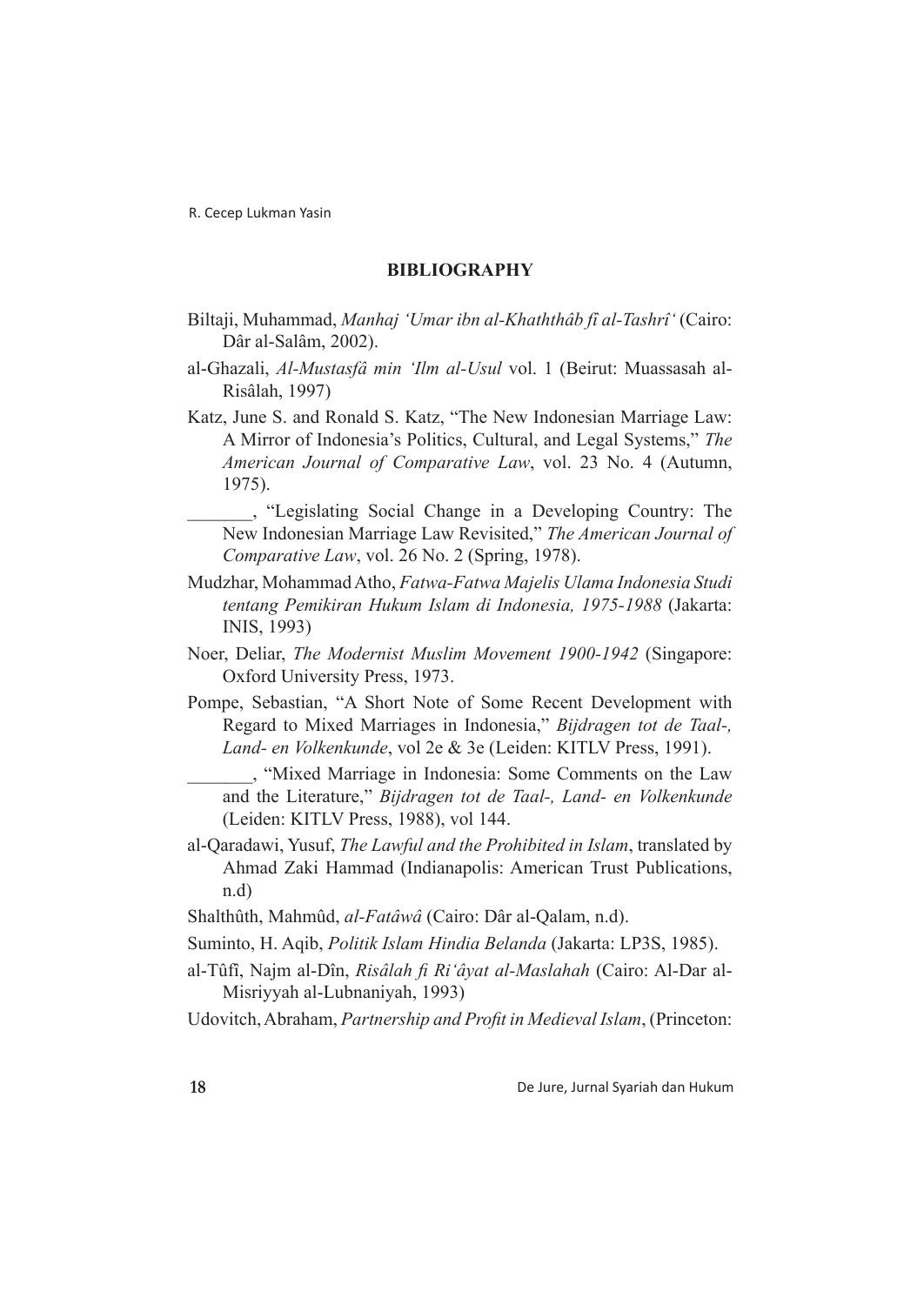## BIBLIOGRAPHY

Biltaji, Muhammad, *Manhaj 'Umar ibn al-Khaththâb fî al-Tashrî'* (Cairo: Dâr al-Salâm, 2002).

al-Ghazali, *Al-Mustasfâ min 'Ilm al-Usul* vol. 1 (Beirut: Muassasah al-Risâlah, 1997)

Katz, June S. and Ronald S. Katz, "The New Indonesian Marriage Law: A Mirror of Indonesia's Politics, Cultural, and Legal Systems," *The American Journal of Comparative Law*, vol. 23 No. 4 (Autumn, 1975).

_______, "Legislating Social Change in a Developing Country: The New Indonesian Marriage Law Revisited," *The American Journal of Comparative Law*, vol. 26 No. 2 (Spring, 1978).

Mudzhar, Mohammad Atho, *Fatwa-Fatwa Majelis Ulama Indonesia Studi tentang Pemikiran Hukum Islam di Indonesia, 1975-1988* (Jakarta: INIS, 1993)

Noer, Deliar, *The Modernist Muslim Movement 1900-1942* (Singapore: Oxford University Press, 1973.

Pompe, Sebastian, "A Short Note of Some Recent Development with Regard to Mixed Marriages in Indonesia," *Bijdragen tot de Taal-, Land- en Volkenkunde*, vol 2e & 3e (Leiden: KITLV Press, 1991).

_______, "Mixed Marriage in Indonesia: Some Comments on the Law and the Literature," *Bijdragen tot de Taal-, Land- en Volkenkunde* (Leiden: KITLV Press, 1988), vol 144.

al-Qaradawi, Yusuf, *The Lawful and the Prohibited in Islam*, translated by Ahmad Zaki Hammad (Indianapolis: American Trust Publications, n.d)

Shalthûth, Mahmûd, *al-Fatâwâ* (Cairo: Dâr al-Qalam, n.d).

Suminto, H. Aqib, *Politik Islam Hindia Belanda* (Jakarta: LP3S, 1985).

al-Tûfî, Najm al-Dîn, *Risâlah fi Ri'âyat al-Maslahah* (Cairo: Al-Dar al-Misriyyah al-Lubnaniyah, 1993)

Udovitch, Abraham, *Partnership and Profit in Medieval Islam*, (Princeton: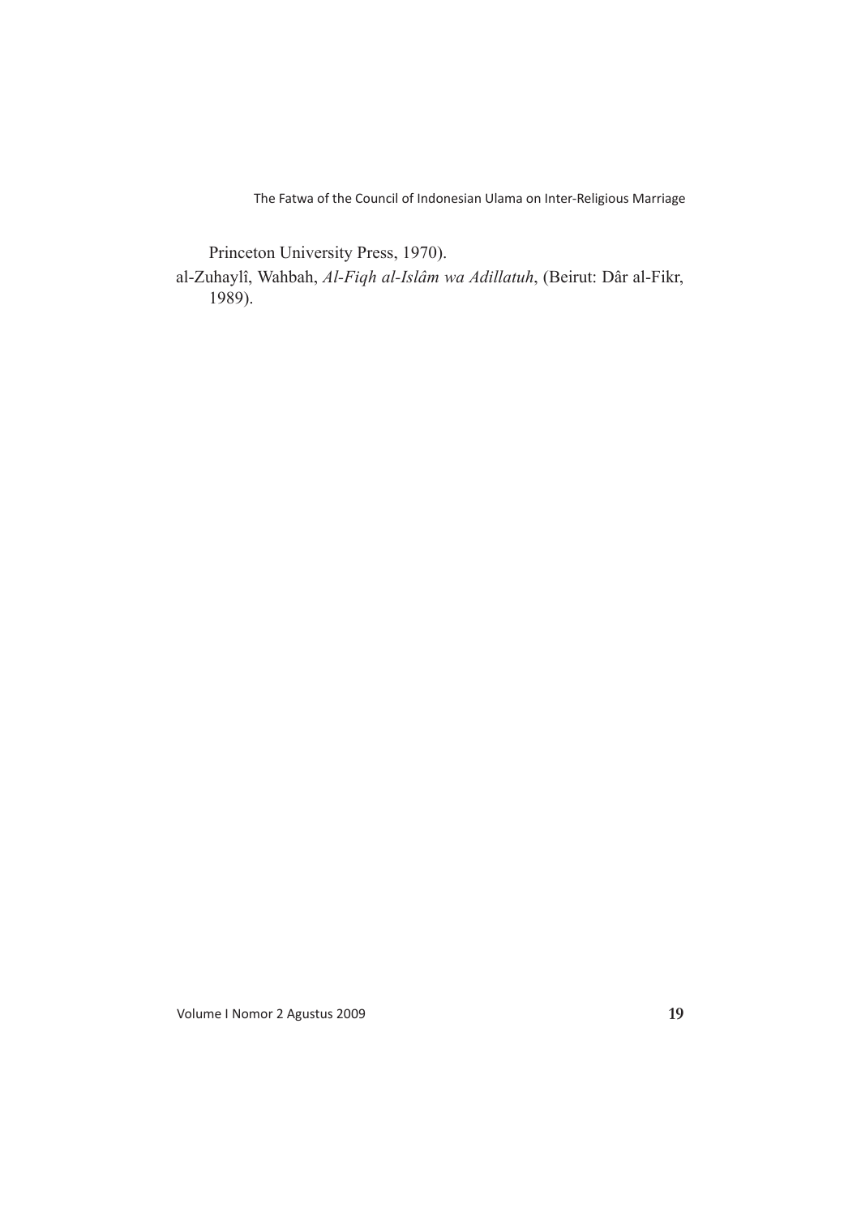Princeton University Press, 1970).

al-Zuhaylî, Wahbah, *Al-Fiqh al-Islâm wa Adillatuh*, (Beirut: Dâr al-Fikr, 1989).